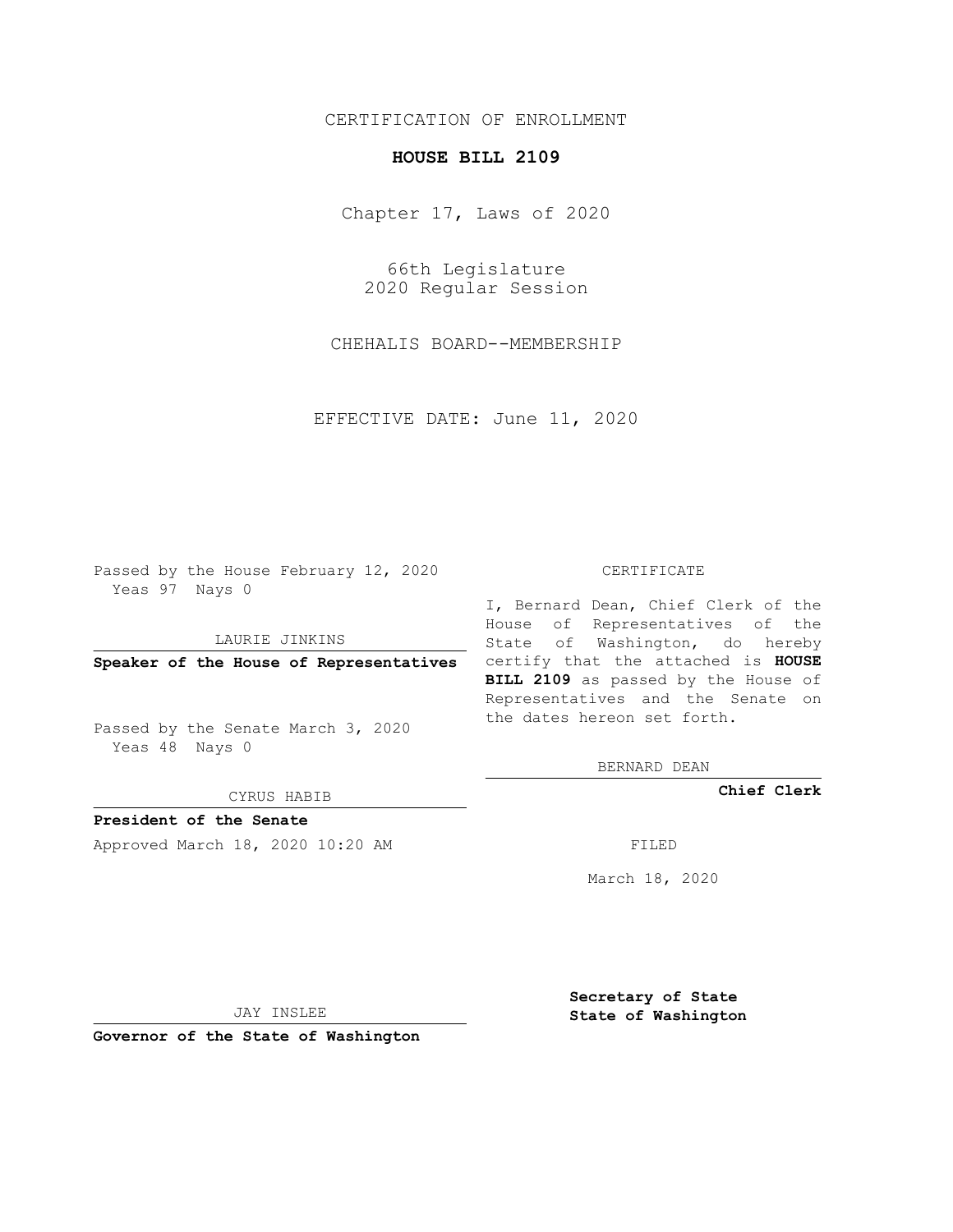CERTIFICATION OF ENROLLMENT

**HOUSE BILL 2109**

Chapter 17, Laws of 2020

66th Legislature
2020 Regular Session

CHEHALIS BOARD--MEMBERSHIP

EFFECTIVE DATE: June 11, 2020

Passed by the House February 12, 2020
Yeas 97 Nays 0

LAURIE JINKINS

**Speaker of the House of Representatives**

Passed by the Senate March 3, 2020
Yeas 48 Nays 0

CYRUS HABIB

**President of the Senate**

Approved March 18, 2020 10:20 AM

JAY INSLEE

**Governor of the State of Washington**

CERTIFICATE

I, Bernard Dean, Chief Clerk of the House of Representatives of the State of Washington, do hereby certify that the attached is **HOUSE BILL 2109** as passed by the House of Representatives and the Senate on the dates hereon set forth.

BERNARD DEAN

**Chief Clerk**

FILED

March 18, 2020

**Secretary of State**
**State of Washington**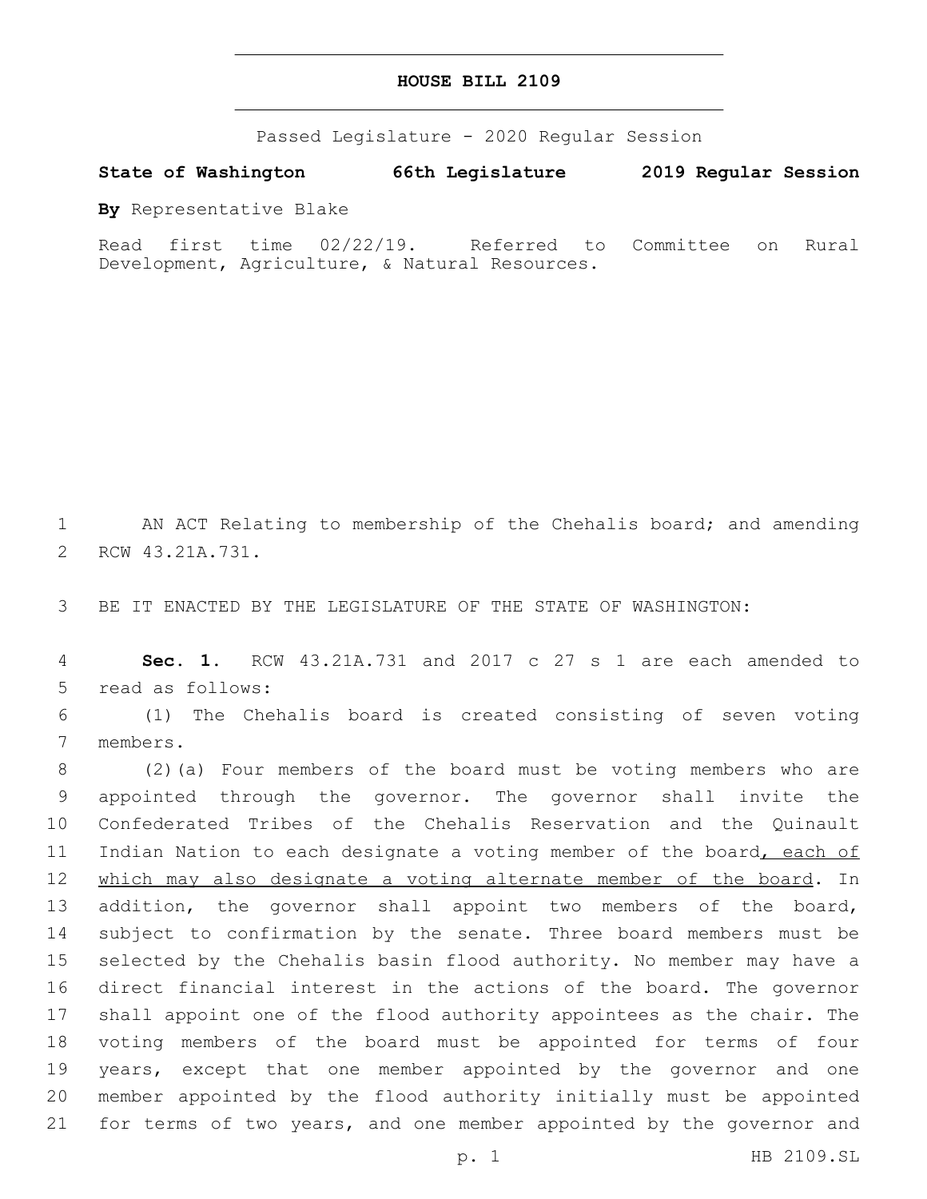# HOUSE BILL 2109

Passed Legislature - 2020 Regular Session

**State of Washington 66th Legislature 2019 Regular Session**

**By** Representative Blake

Read first time 02/22/19. Referred to Committee on Rural Development, Agriculture, & Natural Resources.

AN ACT Relating to membership of the Chehalis board; and amending RCW 43.21A.731.

BE IT ENACTED BY THE LEGISLATURE OF THE STATE OF WASHINGTON:

**Sec. 1.** RCW 43.21A.731 and 2017 c 27 s 1 are each amended to read as follows:

(1) The Chehalis board is created consisting of seven voting members.

(2)(a) Four members of the board must be voting members who are appointed through the governor. The governor shall invite the Confederated Tribes of the Chehalis Reservation and the Quinault Indian Nation to each designate a voting member of the board<u>, each of which may also designate a voting alternate member of the board</u>. In addition, the governor shall appoint two members of the board, subject to confirmation by the senate. Three board members must be selected by the Chehalis basin flood authority. No member may have a direct financial interest in the actions of the board. The governor shall appoint one of the flood authority appointees as the chair. The voting members of the board must be appointed for terms of four years, except that one member appointed by the governor and one member appointed by the flood authority initially must be appointed for terms of two years, and one member appointed by the governor and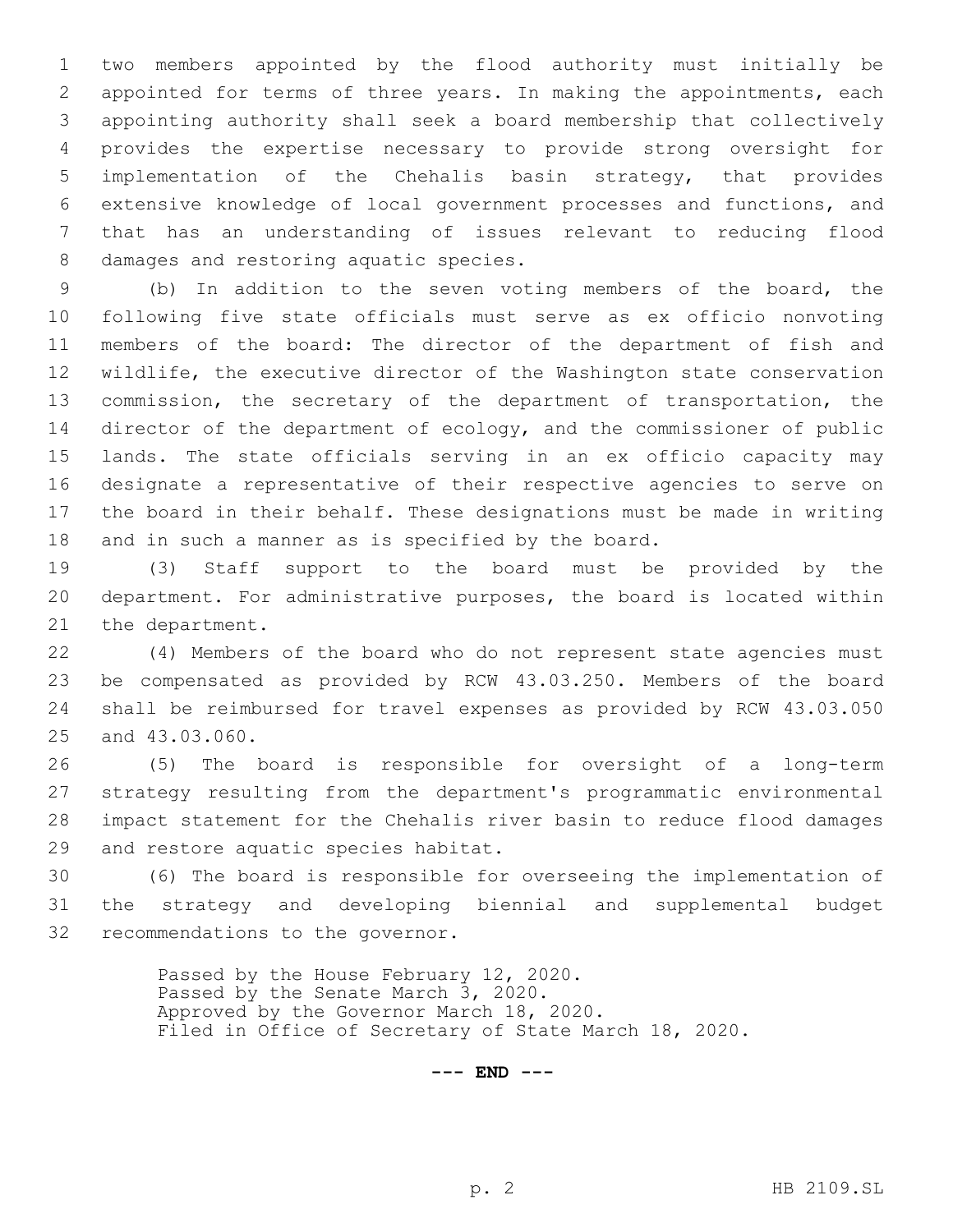two members appointed by the flood authority must initially be appointed for terms of three years. In making the appointments, each appointing authority shall seek a board membership that collectively provides the expertise necessary to provide strong oversight for implementation of the Chehalis basin strategy, that provides extensive knowledge of local government processes and functions, and that has an understanding of issues relevant to reducing flood damages and restoring aquatic species.

(b) In addition to the seven voting members of the board, the following five state officials must serve as ex officio nonvoting members of the board: The director of the department of fish and wildlife, the executive director of the Washington state conservation commission, the secretary of the department of transportation, the director of the department of ecology, and the commissioner of public lands. The state officials serving in an ex officio capacity may designate a representative of their respective agencies to serve on the board in their behalf. These designations must be made in writing and in such a manner as is specified by the board.

(3) Staff support to the board must be provided by the department. For administrative purposes, the board is located within the department.

(4) Members of the board who do not represent state agencies must be compensated as provided by RCW 43.03.250. Members of the board shall be reimbursed for travel expenses as provided by RCW 43.03.050 and 43.03.060.

(5) The board is responsible for oversight of a long-term strategy resulting from the department's programmatic environmental impact statement for the Chehalis river basin to reduce flood damages and restore aquatic species habitat.

(6) The board is responsible for overseeing the implementation of the strategy and developing biennial and supplemental budget recommendations to the governor.

Passed by the House February 12, 2020.
Passed by the Senate March 3, 2020.
Approved by the Governor March 18, 2020.
Filed in Office of Secretary of State March 18, 2020.

**--- END ---**